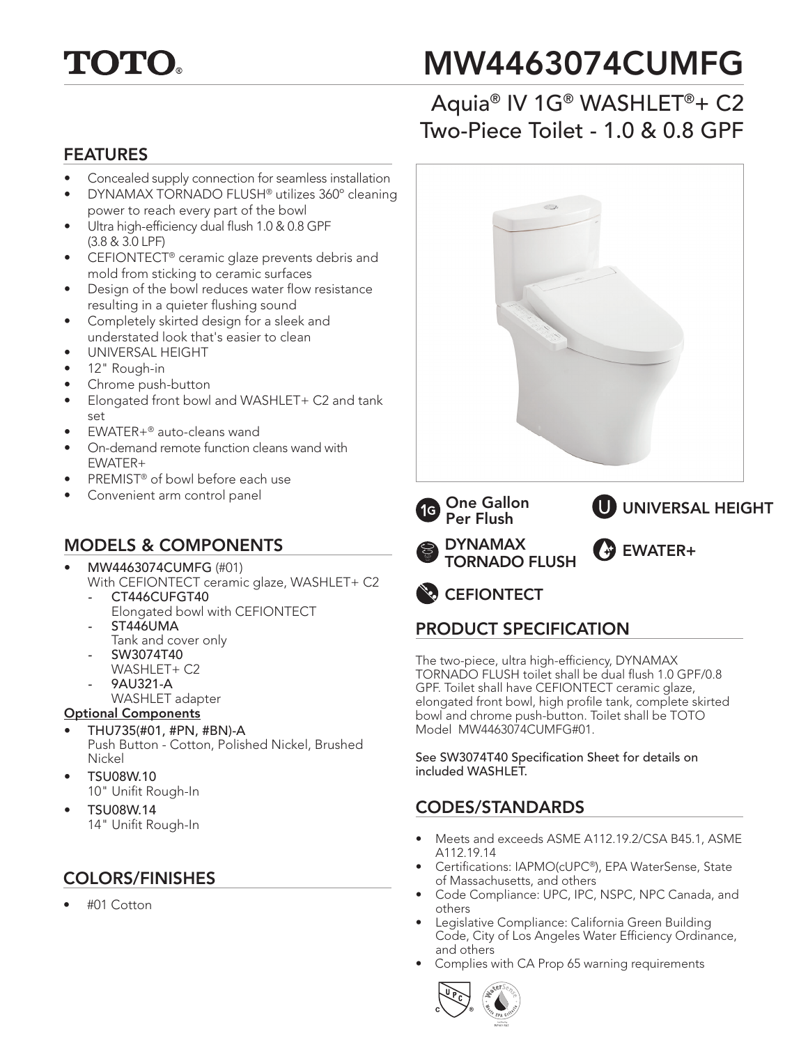# TOTO®

# MW4463074CUMFG

## Aquia® IV 1G® WASHLET®+ C2 Two-Piece Toilet - 1.0 & 0.8 GPF

## FEATURES

- Concealed supply connection for seamless installation
- DYNAMAX TORNADO FLUSH® utilizes 360° cleaning power to reach every part of the bowl
- Ultra high-efficiency dual flush 1.0 & 0.8 GPF (3.8 & 3.0 LPF)
- CEFIONTECT® ceramic glaze prevents debris and mold from sticking to ceramic surfaces
- Design of the bowl reduces water flow resistance resulting in a quieter flushing sound
- Completely skirted design for a sleek and understated look that's easier to clean
- UNIVERSAL HEIGHT
- 12" Rough-in
- Chrome push-button
- Elongated front bowl and WASHLET+ C2 and tank set
- EWATER+® auto-cleans wand
- On-demand remote function cleans wand with EWATER+
- PREMIST® of bowl before each use
- Convenient arm control panel

One Gallon Per Flush

UNIVERSAL HEIGHT

DYNAMAX TORNADO FLUSH

EWATER+

CEFIONTECT

## MODELS & COMPONENTS

- **MW4463074CUMFG** (#01)
  With CEFIONTECT ceramic glaze, WASHLET+ C2
  - **CT446CUFGT40**
    Elongated bowl with CEFIONTECT
  - **ST446UMA**
    Tank and cover only
  - **SW3074T40**
    WASHLET+ C2
  - **9AU321-A**
    WASHLET adapter

**Optional Components**

- **THU735(#01, #PN, #BN)-A**
  Push Button - Cotton, Polished Nickel, Brushed Nickel
- **TSU08W.10**
  10" Unifit Rough-In
- **TSU08W.14**
  14" Unifit Rough-In

## COLORS/FINISHES

- #01 Cotton

## PRODUCT SPECIFICATION

The two-piece, ultra high-efficiency, DYNAMAX TORNADO FLUSH toilet shall be dual flush 1.0 GPF/0.8 GPF. Toilet shall have CEFIONTECT ceramic glaze, elongated front bowl, high profile tank, complete skirted bowl and chrome push-button. Toilet shall be TOTO Model MW4463074CUMFG#01.

**See SW3074T40 Specification Sheet for details on included WASHLET.**

## CODES/STANDARDS

- Meets and exceeds ASME A112.19.2/CSA B45.1, ASME A112.19.14
- Certifications: IAPMO(cUPC®), EPA WaterSense, State of Massachusetts, and others
- Code Compliance: UPC, IPC, NSPC, NPC Canada, and others
- Legislative Compliance: California Green Building Code, City of Los Angeles Water Efficiency Ordinance, and others
- Complies with CA Prop 65 warning requirements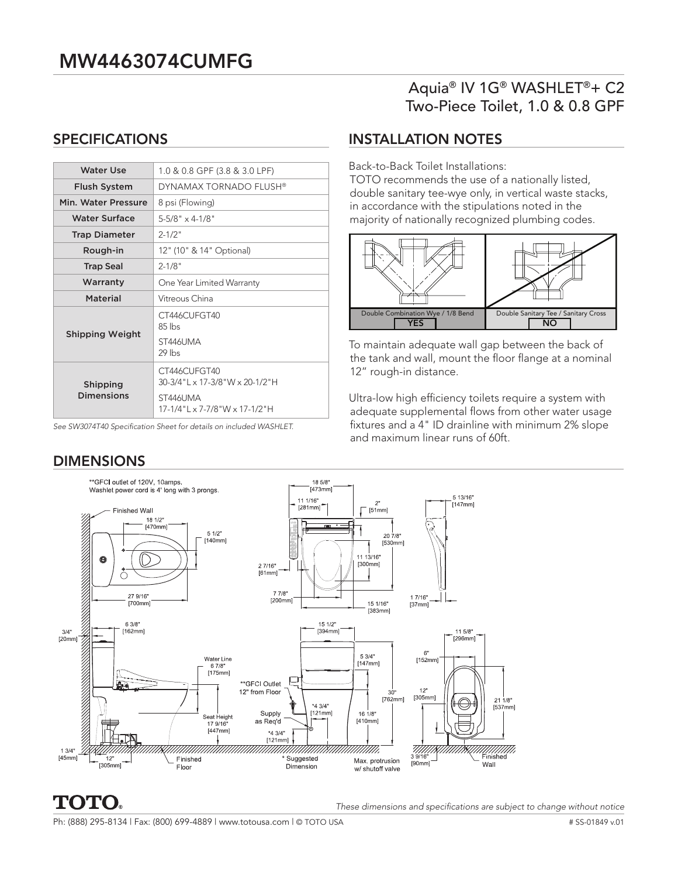# MW4463074CUMFG

Aquia® IV 1G® WASHLET®+ C2
Two-Piece Toilet, 1.0 & 0.8 GPF

## SPECIFICATIONS

| | |
|---|---|
| Water Use | 1.0 & 0.8 GPF (3.8 & 3.0 LPF) |
| Flush System | DYNAMAX TORNADO FLUSH® |
| Min. Water Pressure | 8 psi (Flowing) |
| Water Surface | 5-5/8" x 4-1/8" |
| Trap Diameter | 2-1/2" |
| Rough-in | 12" (10" & 14" Optional) |
| Trap Seal | 2-1/8" |
| Warranty | One Year Limited Warranty |
| Material | Vitreous China |
| Shipping Weight | CT446CUFGT40 85 lbs<br>ST446UMA 29 lbs |
| Shipping Dimensions | CT446CUFGT40 30-3/4"L x 17-3/8"W x 20-1/2"H<br>ST446UMA 17-1/4"L x 7-7/8"W x 17-1/2"H |

*See SW3074T40 Specification Sheet for details on included WASHLET.*

## INSTALLATION NOTES

Back-to-Back Toilet Installations:
TOTO recommends the use of a nationally listed, double sanitary tee-wye only, in vertical waste stacks, in accordance with the stipulations noted in the majority of nationally recognized plumbing codes.

Double Combination Wye / 1/8 Bend
YES

Double Sanitary Tee / Sanitary Cross
NO

To maintain adequate wall gap between the back of the tank and wall, mount the floor flange at a nominal 12" rough-in distance.

Ultra-low high efficiency toilets require a system with adequate supplemental flows from other water usage fixtures and a 4" ID drainline with minimum 2% slope and maximum linear runs of 60ft.

## DIMENSIONS

**GFCI outlet of 120V, 10amps.
Washlet power cord is 4' long with 3 prongs.

Finished Wall
18 1/2" [470mm]
5 1/2" [140mm]
27 9/16" [700mm]

18 5/8" [473mm]
11 1/16" [281mm]
2" [51mm]
20 7/8" [530mm]
11 13/16" [300mm]
2 7/16" [61mm]
7 7/8" [200mm]
15 1/16" [383mm]

5 13/16" [147mm]
1 7/16" [37mm]

3/4" [20mm]
6 3/8" [162mm]
Water Line 6 7/8" [175mm]
Seat Height 17 9/16" [447mm]
1 3/4" [45mm]
12" [305mm]
Finished Floor

15 1/2" [394mm]
5 3/4" [147mm]
**GFCI Outlet 12" from Floor
30" [762mm]
*4 3/4" [121mm]
Supply as Req'd
16 1/8" [410mm]
*4 3/4" [121mm]
* Suggested Dimension
Max. protrusion w/ shutoff valve

11 5/8" [296mm]
6" [152mm]
12" [305mm]
21 1/8" [537mm]
3 9/16" [90mm]
Finished Wall

*These dimensions and specifications are subject to change without notice*

Ph: (888) 295-8134 | Fax: (800) 699-4889 | www.totousa.com | © TOTO USA

# SS-01849 v.01